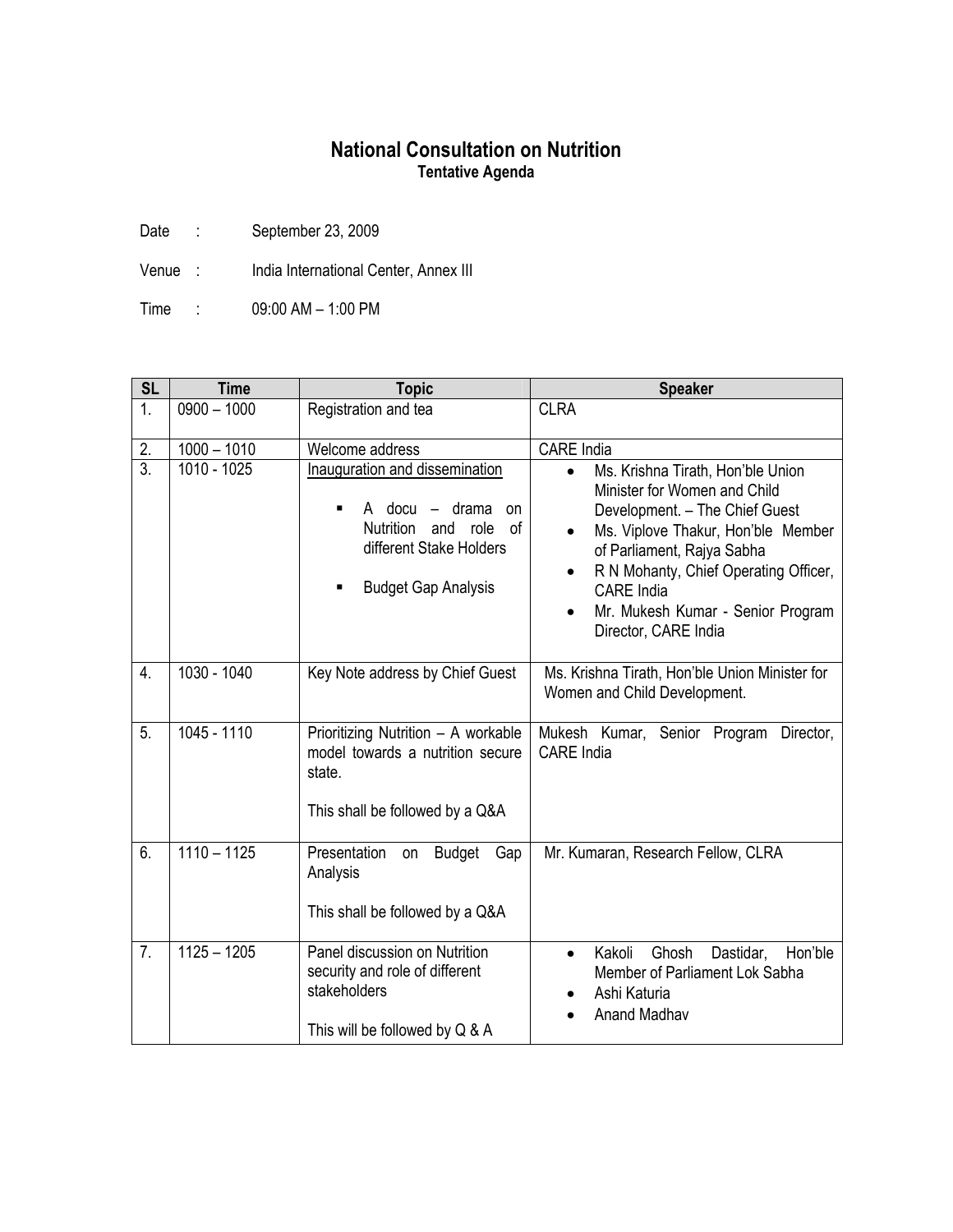# National Consultation on Nutrition

**Tentative Agenda**

Date : September 23, 2009

Venue : India International Center, Annex III

Time : 09:00 AM – 1:00 PM

| SL | Time | Topic | Speaker |
|---|---|---|---|
| 1. | 0900 – 1000 | Registration and tea | CLRA |
| 2. | 1000 – 1010 | Welcome address | CARE India |
| 3. | 1010 - 1025 | Inauguration and dissemination<br>▪ A docu – drama on Nutrition and role of different Stake Holders<br>▪ Budget Gap Analysis | • Ms. Krishna Tirath, Hon'ble Union Minister for Women and Child Development. – The Chief Guest<br>• Ms. Viplove Thakur, Hon'ble Member of Parliament, Rajya Sabha<br>• R N Mohanty, Chief Operating Officer, CARE India<br>• Mr. Mukesh Kumar - Senior Program Director, CARE India |
| 4. | 1030 - 1040 | Key Note address by Chief Guest | Ms. Krishna Tirath, Hon'ble Union Minister for Women and Child Development. |
| 5. | 1045 - 1110 | Prioritizing Nutrition – A workable model towards a nutrition secure state.<br><br>This shall be followed by a Q&A | Mukesh Kumar, Senior Program Director, CARE India |
| 6. | 1110 – 1125 | Presentation on Budget Gap Analysis<br><br>This shall be followed by a Q&A | Mr. Kumaran, Research Fellow, CLRA |
| 7. | 1125 – 1205 | Panel discussion on Nutrition security and role of different stakeholders<br><br>This will be followed by Q & A | • Kakoli Ghosh Dastidar, Hon'ble Member of Parliament Lok Sabha<br>• Ashi Katuria<br>• Anand Madhav |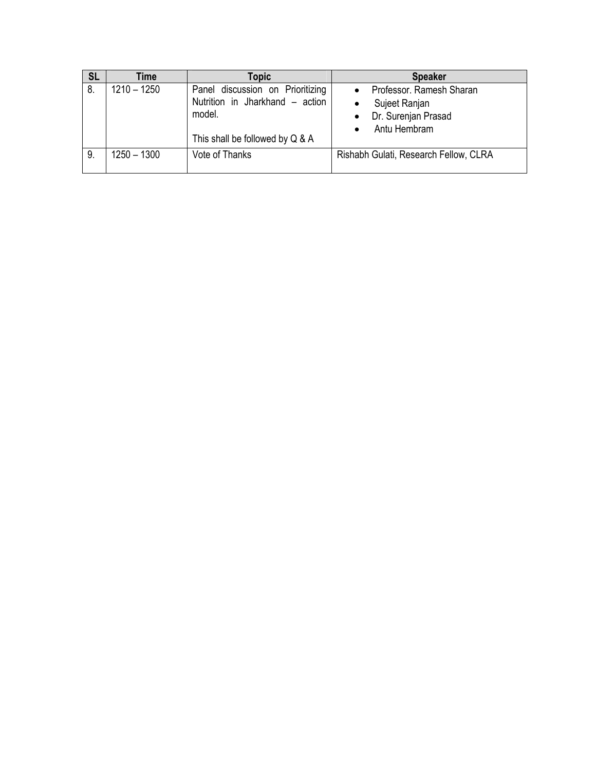| SL | Time | Topic | Speaker |
| --- | --- | --- | --- |
| 8. | 1210 – 1250 | Panel discussion on Prioritizing Nutrition in Jharkhand – action model.<br><br>This shall be followed by Q & A | • Professor. Ramesh Sharan<br>• Sujeet Ranjan<br>• Dr. Surenjan Prasad<br>• Antu Hembram |
| 9. | 1250 – 1300 | Vote of Thanks | Rishabh Gulati, Research Fellow, CLRA |